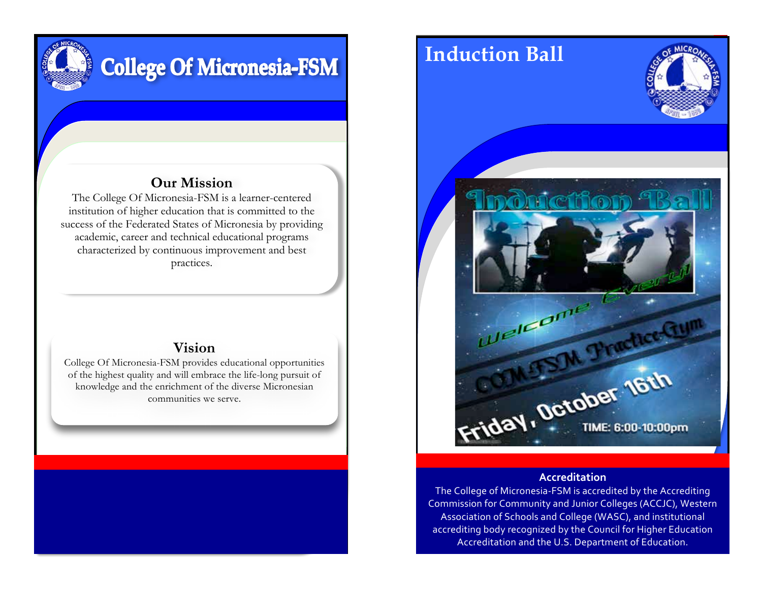# College Of Micronesia-FSM

## Our Mission

The College Of Micronesia-FSM is a learner-centered institution of higher education that is committed to the success of the Federated States of Micronesia by providing academic, career and technical educational programs characterized by continuous improvement and best practices.

## Vision

College Of Micronesia-FSM provides educational opportunities of the highest quality and will embrace the life-long pursuit of knowledge and the enrichment of the diverse Micronesian communities we serve.

# Induction Ball

Induction Ball

Welcome Every1

COM-FSM Practice-Gym

Friday, October 16th

TIME: 6:00-10:00pm

### Accreditation

The College of Micronesia-FSM is accredited by the Accrediting Commission for Community and Junior Colleges (ACCJC), Western Association of Schools and College (WASC), and institutional accrediting body recognized by the Council for Higher Education Accreditation and the U.S. Department of Education.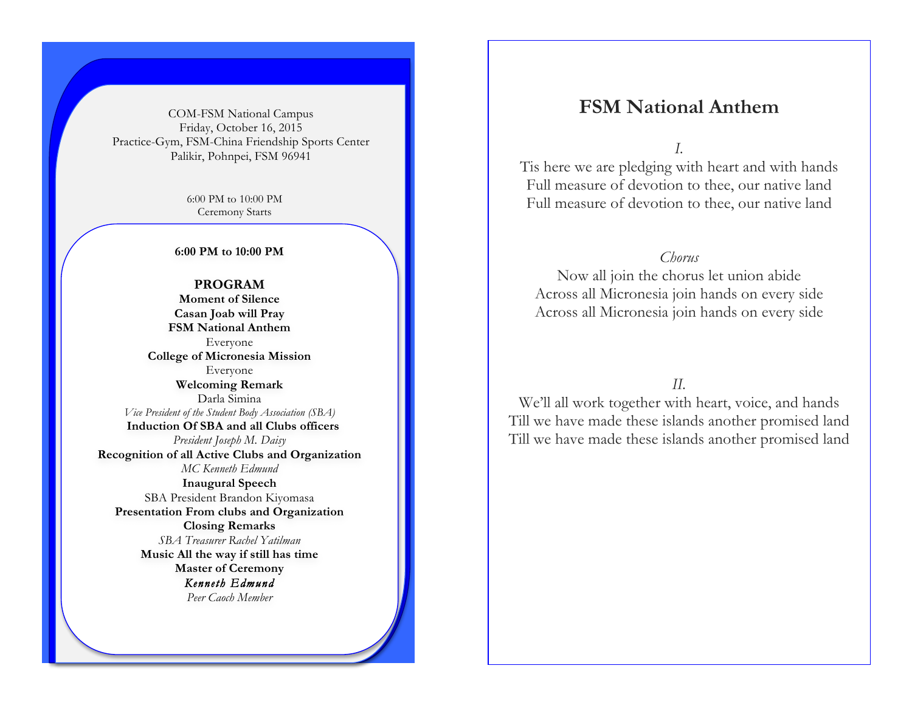COM-FSM National Campus
Friday, October 16, 2015
Practice-Gym, FSM-China Friendship Sports Center
Palikir, Pohnpei, FSM 96941

6:00 PM to 10:00 PM
Ceremony Starts

**6:00 PM to 10:00 PM**

**PROGRAM**

**Moment of Silence**

**Casan Joab will Pray**

**FSM National Anthem**
Everyone

**College of Micronesia Mission**
Everyone

**Welcoming Remark**
Darla Simina
*Vice President of the Student Body Association (SBA)*

**Induction Of SBA and all Clubs officers**
*President Joseph M. Daisy*

**Recognition of all Active Clubs and Organization**
*MC Kenneth Edmund*

**Inaugural Speech**
SBA President Brandon Kiyomasa

**Presentation From clubs and Organization**

**Closing Remarks**
*SBA Treasurer Rachel Yatilman*

**Music All the way if still has time**

**Master of Ceremony**
***Kenneth Edmund***
*Peer Caoch Member*

# FSM National Anthem

*I.*

Tis here we are pledging with heart and with hands
Full measure of devotion to thee, our native land
Full measure of devotion to thee, our native land

*Chorus*

Now all join the chorus let union abide
Across all Micronesia join hands on every side
Across all Micronesia join hands on every side

*II.*

We'll all work together with heart, voice, and hands
Till we have made these islands another promised land
Till we have made these islands another promised land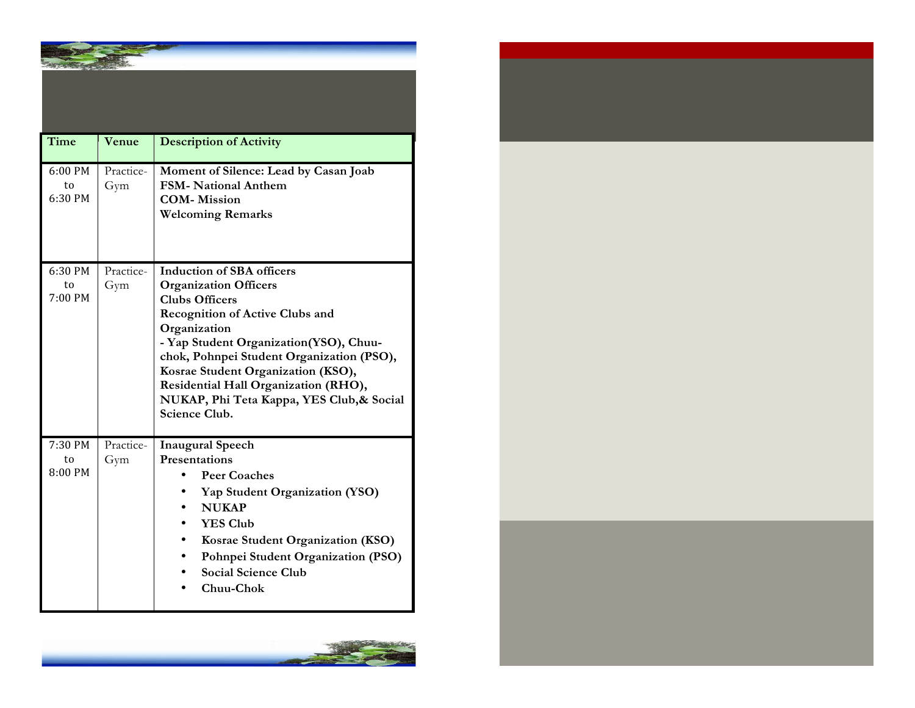| Time | Venue | Description of Activity |
|---|---|---|
| 6:00 PM to 6:30 PM | Practice-Gym | **Moment of Silence: Lead by Casan Joab**<br>**FSM- National Anthem**<br>**COM- Mission**<br>**Welcoming Remarks** |
| 6:30 PM to 7:00 PM | Practice-Gym | **Induction of SBA officers**<br>**Organization Officers**<br>**Clubs Officers**<br>**Recognition of Active Clubs and Organization**<br>**- Yap Student Organization(YSO), Chuu-chok, Pohnpei Student Organization (PSO), Kosrae Student Organization (KSO), Residential Hall Organization (RHO), NUKAP, Phi Teta Kappa, YES Club,& Social Science Club.** |
| 7:30 PM to 8:00 PM | Practice-Gym | **Inaugural Speech**<br>**Presentations**<br>• **Peer Coaches**<br>• **Yap Student Organization (YSO)**<br>• **NUKAP**<br>• **YES Club**<br>• **Kosrae Student Organization (KSO)**<br>• **Pohnpei Student Organization (PSO)**<br>• **Social Science Club**<br>• **Chuu-Chok** |